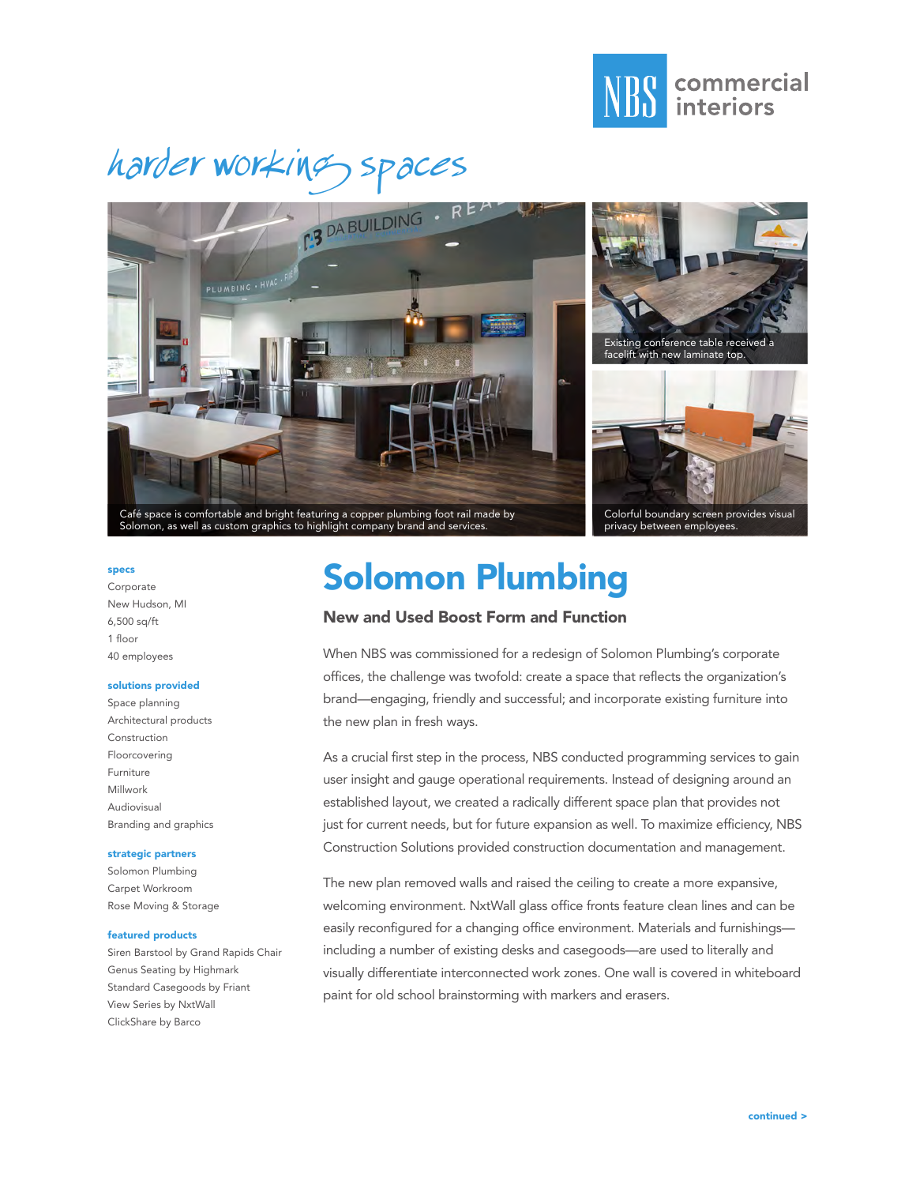harder working spaces

Café space is comfortable and bright featuring a copper plumbing foot rail made by Solomon, as well as custom graphics to highlight company brand and services.

Existing conference table received a facelift with new laminate top.

Colorful boundary screen provides visual privacy between employees.

# Solomon Plumbing

## New and Used Boost Form and Function

When NBS was commissioned for a redesign of Solomon Plumbing's corporate offices, the challenge was twofold: create a space that reflects the organization's brand—engaging, friendly and successful; and incorporate existing furniture into the new plan in fresh ways.

As a crucial first step in the process, NBS conducted programming services to gain user insight and gauge operational requirements. Instead of designing around an established layout, we created a radically different space plan that provides not just for current needs, but for future expansion as well. To maximize efficiency, NBS Construction Solutions provided construction documentation and management.

The new plan removed walls and raised the ceiling to create a more expansive, welcoming environment. NxtWall glass office fronts feature clean lines and can be easily reconfigured for a changing office environment. Materials and furnishings—including a number of existing desks and casegoods—are used to literally and visually differentiate interconnected work zones. One wall is covered in whiteboard paint for old school brainstorming with markers and erasers.

**specs**

Corporate
New Hudson, MI
6,500 sq/ft
1 floor
40 employees

**solutions provided**

Space planning
Architectural products
Construction
Floorcovering
Furniture
Millwork
Audiovisual
Branding and graphics

**strategic partners**

Solomon Plumbing
Carpet Workroom
Rose Moving & Storage

**featured products**

Siren Barstool by Grand Rapids Chair
Genus Seating by Highmark
Standard Casegoods by Friant
View Series by NxtWall
ClickShare by Barco

continued >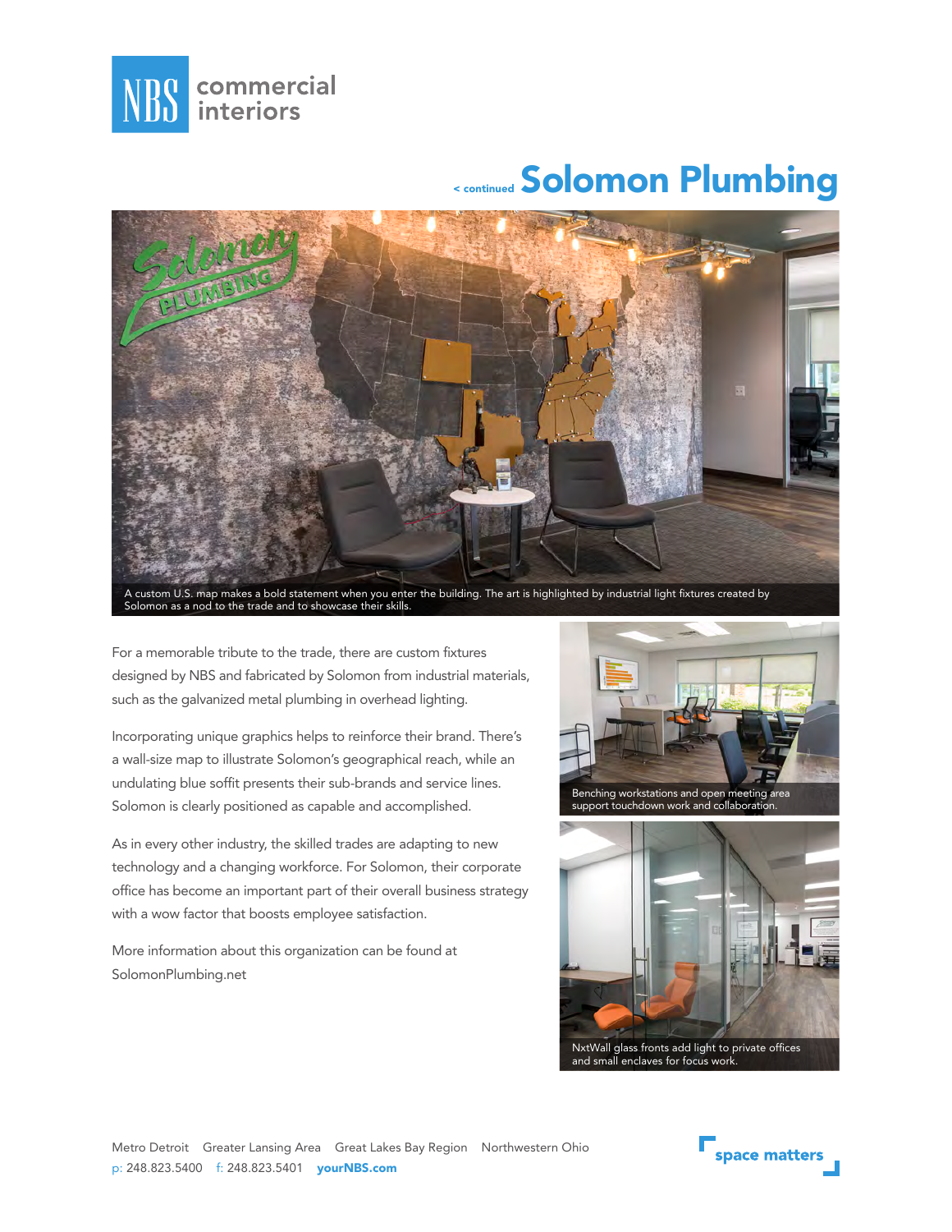# < continued Solomon Plumbing

A custom U.S. map makes a bold statement when you enter the building. The art is highlighted by industrial light fixtures created by Solomon as a nod to the trade and to showcase their skills.

For a memorable tribute to the trade, there are custom fixtures designed by NBS and fabricated by Solomon from industrial materials, such as the galvanized metal plumbing in overhead lighting.

Incorporating unique graphics helps to reinforce their brand. There's a wall-size map to illustrate Solomon's geographical reach, while an undulating blue soffit presents their sub-brands and service lines. Solomon is clearly positioned as capable and accomplished.

As in every other industry, the skilled trades are adapting to new technology and a changing workforce. For Solomon, their corporate office has become an important part of their overall business strategy with a wow factor that boosts employee satisfaction.

More information about this organization can be found at SolomonPlumbing.net

Benching workstations and open meeting area support touchdown work and collaboration.

NxtWall glass fronts add light to private offices and small enclaves for focus work.

Metro Detroit Greater Lansing Area Great Lakes Bay Region Northwestern Ohio
p: 248.823.5400 f: 248.823.5401 **yourNBS.com**

space matters